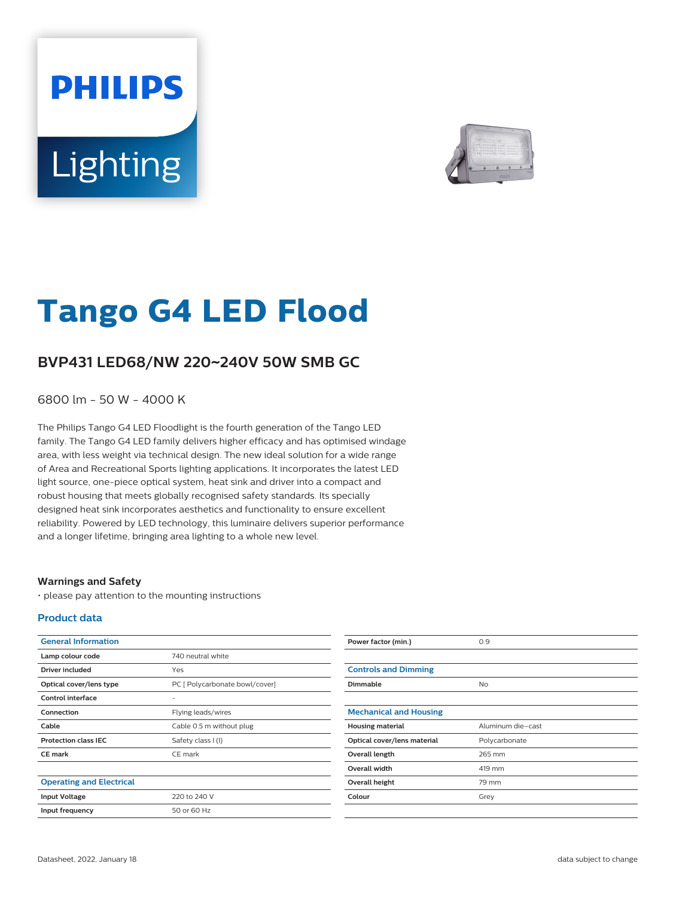PHILIPS

Lighting

# Tango G4 LED Flood

## BVP431 LED68/NW 220~240V 50W SMB GC

6800 lm - 50 W - 4000 K

The Philips Tango G4 LED Floodlight is the fourth generation of the Tango LED family. The Tango G4 LED family delivers higher efficacy and has optimised windage area, with less weight via technical design. The new ideal solution for a wide range of Area and Recreational Sports lighting applications. It incorporates the latest LED light source, one-piece optical system, heat sink and driver into a compact and robust housing that meets globally recognised safety standards. Its specially designed heat sink incorporates aesthetics and functionality to ensure excellent reliability. Powered by LED technology, this luminaire delivers superior performance and a longer lifetime, bringing area lighting to a whole new level.

### Warnings and Safety

• please pay attention to the mounting instructions

### Product data

| General Information | |
|---|---|
| Lamp colour code | 740 neutral white |
| Driver included | Yes |
| Optical cover/lens type | PC [ Polycarbonate bowl/cover] |
| Control interface | - |
| Connection | Flying leads/wires |
| Cable | Cable 0.5 m without plug |
| Protection class IEC | Safety class I (I) |
| CE mark | CE mark |

| Operating and Electrical | |
|---|---|
| Input Voltage | 220 to 240 V |
| Input frequency | 50 or 60 Hz |
| Power factor (min.) | 0.9 |

| Controls and Dimming | |
|---|---|
| Dimmable | No |

| Mechanical and Housing | |
|---|---|
| Housing material | Aluminum die-cast |
| Optical cover/lens material | Polycarbonate |
| Overall length | 265 mm |
| Overall width | 419 mm |
| Overall height | 79 mm |
| Colour | Grey |

Datasheet, 2022, January 18

data subject to change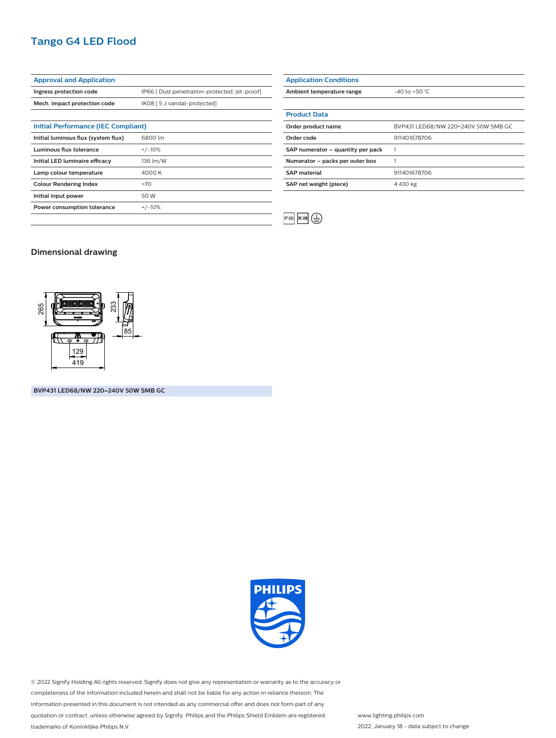# Tango G4 LED Flood

## Approval and Application

| | |
|---|---|
| Ingress protection code | IP66 [ Dust penetration-protected, jet-proof] |
| Mech. impact protection code | IK08 [ 5 J vandal-protected] |

## Initial Performance (IEC Compliant)

| | |
|---|---|
| Initial luminous flux (system flux) | 6800 lm |
| Luminous flux tolerance | +/-10% |
| Initial LED luminaire efficacy | 136 lm/W |
| Lamp colour temperature | 4000 K |
| Colour Rendering Index | >70 |
| Initial input power | 50 W |
| Power consumption tolerance | +/-10% |

## Application Conditions

| | |
|---|---|
| Ambient temperature range | -40 to +50 °C |

## Product Data

| | |
|---|---|
| Order product name | BVP431 LED68/NW 220~240V 50W SMB GC |
| Order code | 911401678706 |
| SAP numerator – quantity per pack | 1 |
| Numerator – packs per outer box | 1 |
| SAP material | 911401678706 |
| SAP net weight (piece) | 4.430 kg |

IP66 IK08

## Dimensional drawing

265
233
85
129
419

**BVP431 LED68/NW 220~240V 50W SMB GC**

© 2022 Signify Holding All rights reserved. Signify does not give any representation or warranty as to the accuracy or completeness of the information included herein and shall not be liable for any action in reliance thereon. The information presented in this document is not intended as any commercial offer and does not form part of any quotation or contract, unless otherwise agreed by Signify. Philips and the Philips Shield Emblem are registered trademarks of Koninklijke Philips N.V.

www.lighting.philips.com
2022, January 18 - data subject to change